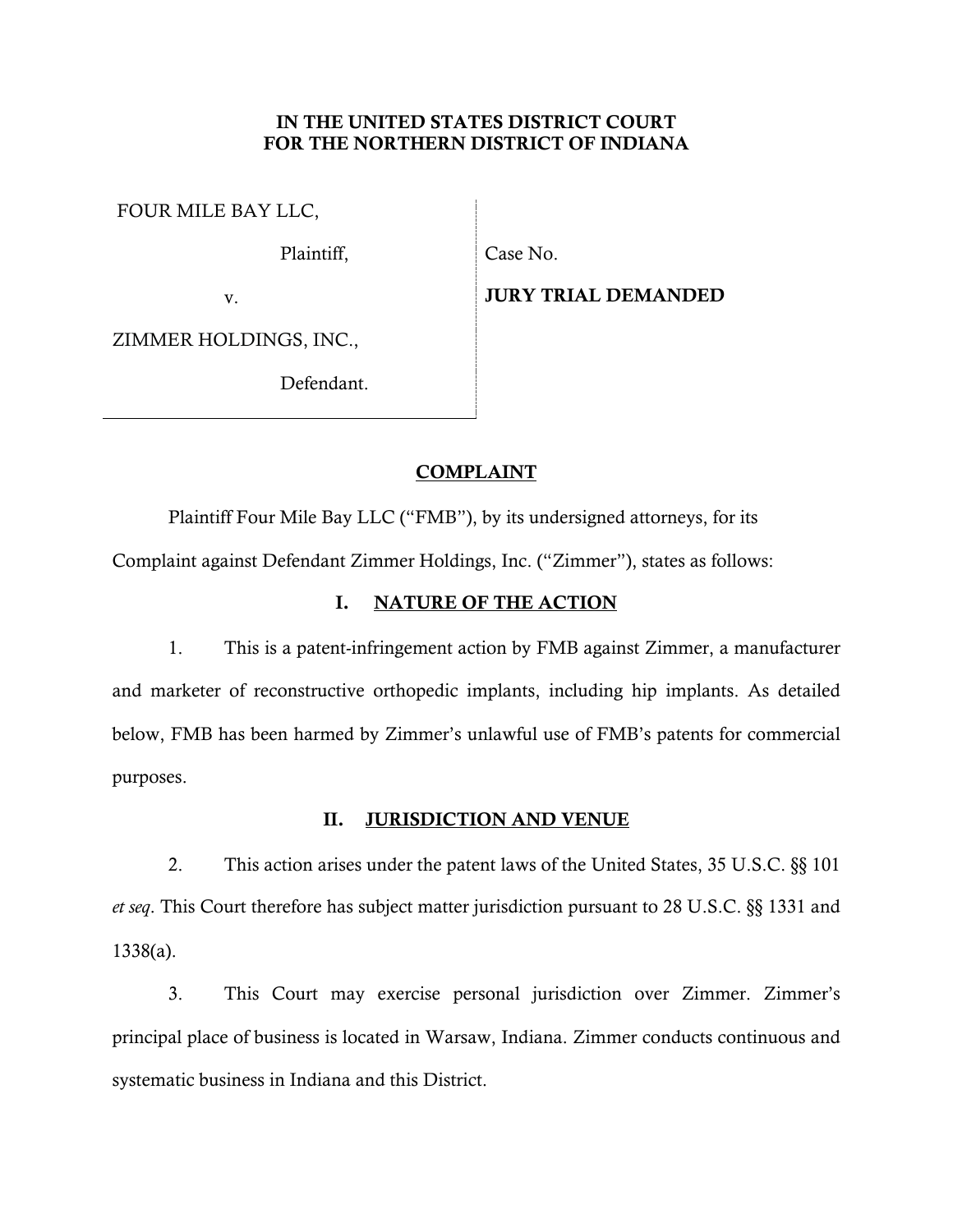**IN THE UNITED STATES DISTRICT COURT**
**FOR THE NORTHERN DISTRICT OF INDIANA**

| | |
|---|---|
| FOUR MILE BAY LLC, | |
| Plaintiff, | Case No. |
| v. | **JURY TRIAL DEMANDED** |
| ZIMMER HOLDINGS, INC., | |
| Defendant. | |

## COMPLAINT

Plaintiff Four Mile Bay LLC ("FMB"), by its undersigned attorneys, for its Complaint against Defendant Zimmer Holdings, Inc. ("Zimmer"), states as follows:

## I. NATURE OF THE ACTION

1. This is a patent-infringement action by FMB against Zimmer, a manufacturer and marketer of reconstructive orthopedic implants, including hip implants. As detailed below, FMB has been harmed by Zimmer's unlawful use of FMB's patents for commercial purposes.

## II. JURISDICTION AND VENUE

2. This action arises under the patent laws of the United States, 35 U.S.C. §§ 101 *et seq*. This Court therefore has subject matter jurisdiction pursuant to 28 U.S.C. §§ 1331 and 1338(a).

3. This Court may exercise personal jurisdiction over Zimmer. Zimmer's principal place of business is located in Warsaw, Indiana. Zimmer conducts continuous and systematic business in Indiana and this District.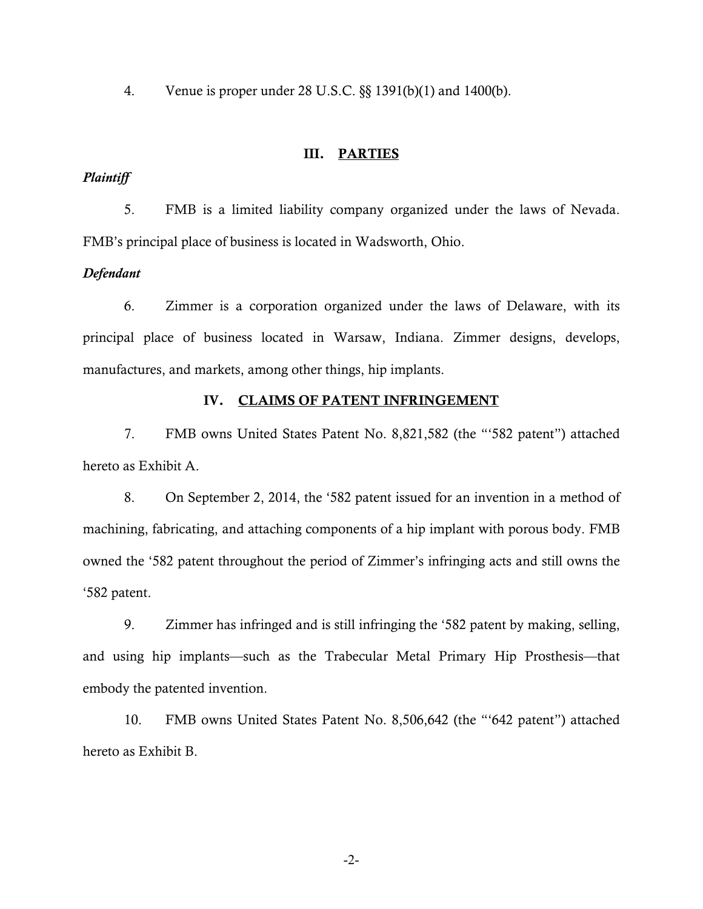4. Venue is proper under 28 U.S.C. §§ 1391(b)(1) and 1400(b).

## III. PARTIES

***Plaintiff***

5. FMB is a limited liability company organized under the laws of Nevada. FMB's principal place of business is located in Wadsworth, Ohio.

***Defendant***

6. Zimmer is a corporation organized under the laws of Delaware, with its principal place of business located in Warsaw, Indiana. Zimmer designs, develops, manufactures, and markets, among other things, hip implants.

## IV. CLAIMS OF PATENT INFRINGEMENT

7. FMB owns United States Patent No. 8,821,582 (the "'582 patent") attached hereto as Exhibit A.

8. On September 2, 2014, the '582 patent issued for an invention in a method of machining, fabricating, and attaching components of a hip implant with porous body. FMB owned the '582 patent throughout the period of Zimmer's infringing acts and still owns the '582 patent.

9. Zimmer has infringed and is still infringing the '582 patent by making, selling, and using hip implants—such as the Trabecular Metal Primary Hip Prosthesis—that embody the patented invention.

10. FMB owns United States Patent No. 8,506,642 (the "'642 patent") attached hereto as Exhibit B.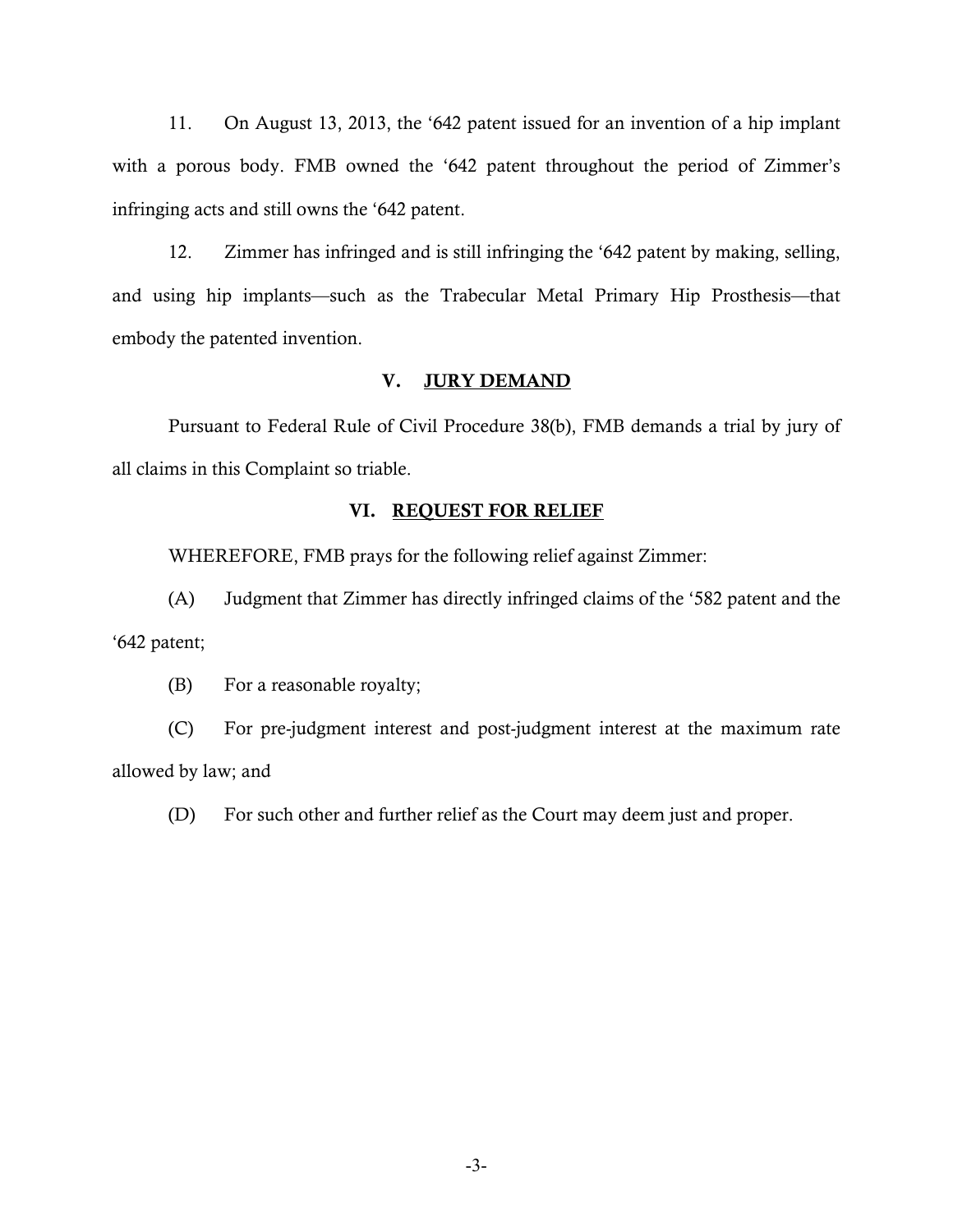11. On August 13, 2013, the '642 patent issued for an invention of a hip implant with a porous body. FMB owned the '642 patent throughout the period of Zimmer's infringing acts and still owns the '642 patent.

12. Zimmer has infringed and is still infringing the '642 patent by making, selling, and using hip implants—such as the Trabecular Metal Primary Hip Prosthesis—that embody the patented invention.

## V. JURY DEMAND

Pursuant to Federal Rule of Civil Procedure 38(b), FMB demands a trial by jury of all claims in this Complaint so triable.

## VI. REQUEST FOR RELIEF

WHEREFORE, FMB prays for the following relief against Zimmer:

(A) Judgment that Zimmer has directly infringed claims of the '582 patent and the '642 patent;

(B) For a reasonable royalty;

(C) For pre-judgment interest and post-judgment interest at the maximum rate allowed by law; and

(D) For such other and further relief as the Court may deem just and proper.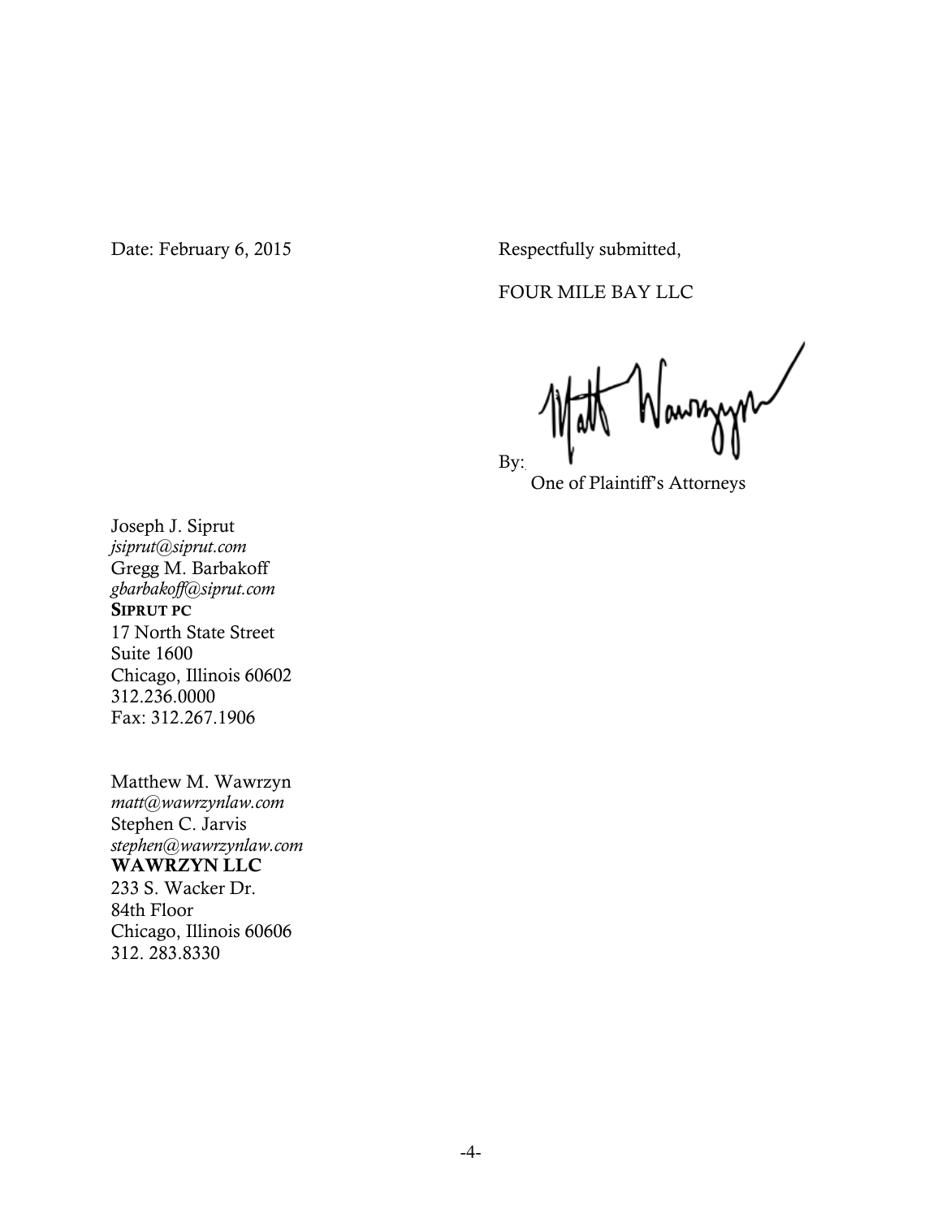Date: February 6, 2015

Respectfully submitted,

FOUR MILE BAY LLC

By:

One of Plaintiff's Attorneys

Joseph J. Siprut
*jsiprut@siprut.com*
Gregg M. Barbakoff
*gbarbakoff@siprut.com*
**SIPRUT PC**
17 North State Street
Suite 1600
Chicago, Illinois 60602
312.236.0000
Fax: 312.267.1906

Matthew M. Wawrzyn
*matt@wawrzynlaw.com*
Stephen C. Jarvis
*stephen@wawrzynlaw.com*
**WAWRZYN LLC**
233 S. Wacker Dr.
84th Floor
Chicago, Illinois 60606
312. 283.8330